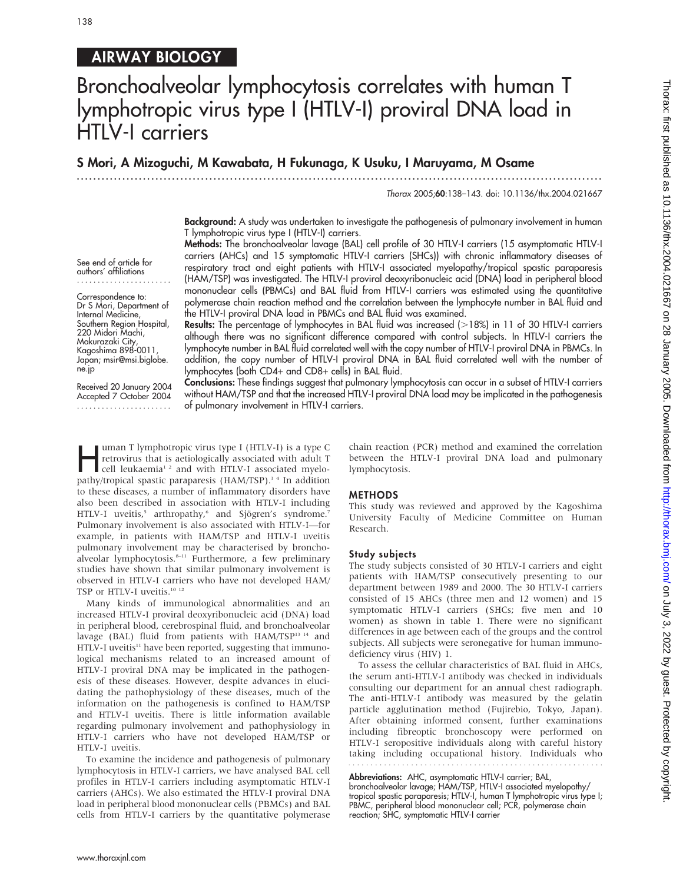AIRWAY BIOLOGY

# Bronchoalveolar lymphocytosis correlates with human T lymphotropic virus type I (HTLV-I) proviral DNA load in HTLV-I carriers

**S Mori, A Mizoguchi, M Kawabata, H Fukunaga, K Usuku, I Maruyama, M Osame**

*Thorax* 2005;**60**:138–143. doi: 10.1136/thx.2004.021667

See end of article for authors' affiliations

Correspondence to: Dr S Mori, Department of Internal Medicine, Southern Region Hospital, 220 Midori Machi, Makurazaki City, Kagoshima 898-0011, Japan; msir@msi.biglobe.ne.jp

Received 20 January 2004
Accepted 7 October 2004

**Background:** A study was undertaken to investigate the pathogenesis of pulmonary involvement in human T lymphotropic virus type I (HTLV-I) carriers.

**Methods:** The bronchoalveolar lavage (BAL) cell profile of 30 HTLV-I carriers (15 asymptomatic HTLV-I carriers (AHCs) and 15 symptomatic HTLV-I carriers (SHCs)) with chronic inflammatory diseases of respiratory tract and eight patients with HTLV-I associated myelopathy/tropical spastic paraparesis (HAM/TSP) was investigated. The HTLV-I proviral deoxyribonucleic acid (DNA) load in peripheral blood mononuclear cells (PBMCs) and BAL fluid from HTLV-I carriers was estimated using the quantitative polymerase chain reaction method and the correlation between the lymphocyte number in BAL fluid and the HTLV-I proviral DNA load in PBMCs and BAL fluid was examined.

**Results:** The percentage of lymphocytes in BAL fluid was increased (>18%) in 11 of 30 HTLV-I carriers although there was no significant difference compared with control subjects. In HTLV-I carriers the lymphocyte number in BAL fluid correlated well with the copy number of HTLV-I proviral DNA in PBMCs. In addition, the copy number of HTLV-I proviral DNA in BAL fluid correlated well with the number of lymphocytes (both CD4+ and CD8+ cells) in BAL fluid.

**Conclusions:** These findings suggest that pulmonary lymphocytosis can occur in a subset of HTLV-I carriers without HAM/TSP and that the increased HTLV-I proviral DNA load may be implicated in the pathogenesis of pulmonary involvement in HTLV-I carriers.

Human T lymphotropic virus type I (HTLV-I) is a type C retrovirus that is aetiologically associated with adult T cell leukaemia[1,2] and with HTLV-I associated myelopathy/tropical spastic paraparesis (HAM/TSP).[3,4] In addition to these diseases, a number of inflammatory disorders have also been described in association with HTLV-I including HTLV-I uveitis,[5] arthropathy,[6] and Sjögren's syndrome.[7] Pulmonary involvement is also associated with HTLV-I—for example, in patients with HAM/TSP and HTLV-I uveitis pulmonary involvement may be characterised by bronchoalveolar lymphocytosis.[8–11] Furthermore, a few preliminary studies have shown that similar pulmonary involvement is observed in HTLV-I carriers who have not developed HAM/TSP or HTLV-I uveitis.[10,12]

Many kinds of immunological abnormalities and an increased HTLV-I proviral deoxyribonucleic acid (DNA) load in peripheral blood, cerebrospinal fluid, and bronchoalveolar lavage (BAL) fluid from patients with HAM/TSP[13,14] and HTLV-I uveitis[11] have been reported, suggesting that immunological mechanisms related to an increased amount of HTLV-I proviral DNA may be implicated in the pathogenesis of these diseases. However, despite advances in elucidating the pathophysiology of these diseases, much of the information on the pathogenesis is confined to HAM/TSP and HTLV-I uveitis. There is little information available regarding pulmonary involvement and pathophysiology in HTLV-I carriers who have not developed HAM/TSP or HTLV-I uveitis.

To examine the incidence and pathogenesis of pulmonary lymphocytosis in HTLV-I carriers, we have analysed BAL cell profiles in HTLV-I carriers including asymptomatic HTLV-I carriers (AHCs). We also estimated the HTLV-I proviral DNA load in peripheral blood mononuclear cells (PBMCs) and BAL cells from HTLV-I carriers by the quantitative polymerase chain reaction (PCR) method and examined the correlation between the HTLV-I proviral DNA load and pulmonary lymphocytosis.

## METHODS

This study was reviewed and approved by the Kagoshima University Faculty of Medicine Committee on Human Research.

### Study subjects

The study subjects consisted of 30 HTLV-I carriers and eight patients with HAM/TSP consecutively presenting to our department between 1989 and 2000. The 30 HTLV-I carriers consisted of 15 AHCs (three men and 12 women) and 15 symptomatic HTLV-I carriers (SHCs; five men and 10 women) as shown in table 1. There were no significant differences in age between each of the groups and the control subjects. All subjects were seronegative for human immunodeficiency virus (HIV) 1.

To assess the cellular characteristics of BAL fluid in AHCs, the serum anti-HTLV-I antibody was checked in individuals consulting our department for an annual chest radiograph. The anti-HTLV-I antibody was measured by the gelatin particle agglutination method (Fujirebio, Tokyo, Japan). After obtaining informed consent, further examinations including fibreoptic bronchoscopy were performed on HTLV-I seropositive individuals along with careful history taking including occupational history. Individuals who

**Abbreviations:** AHC, asymptomatic HTLV-I carrier; BAL, bronchoalveolar lavage; HAM/TSP, HTLV-I associated myelopathy/tropical spastic paraparesis; HTLV-I, human T lymphotropic virus type I; PBMC, peripheral blood mononuclear cell; PCR, polymerase chain reaction; SHC, symptomatic HTLV-I carrier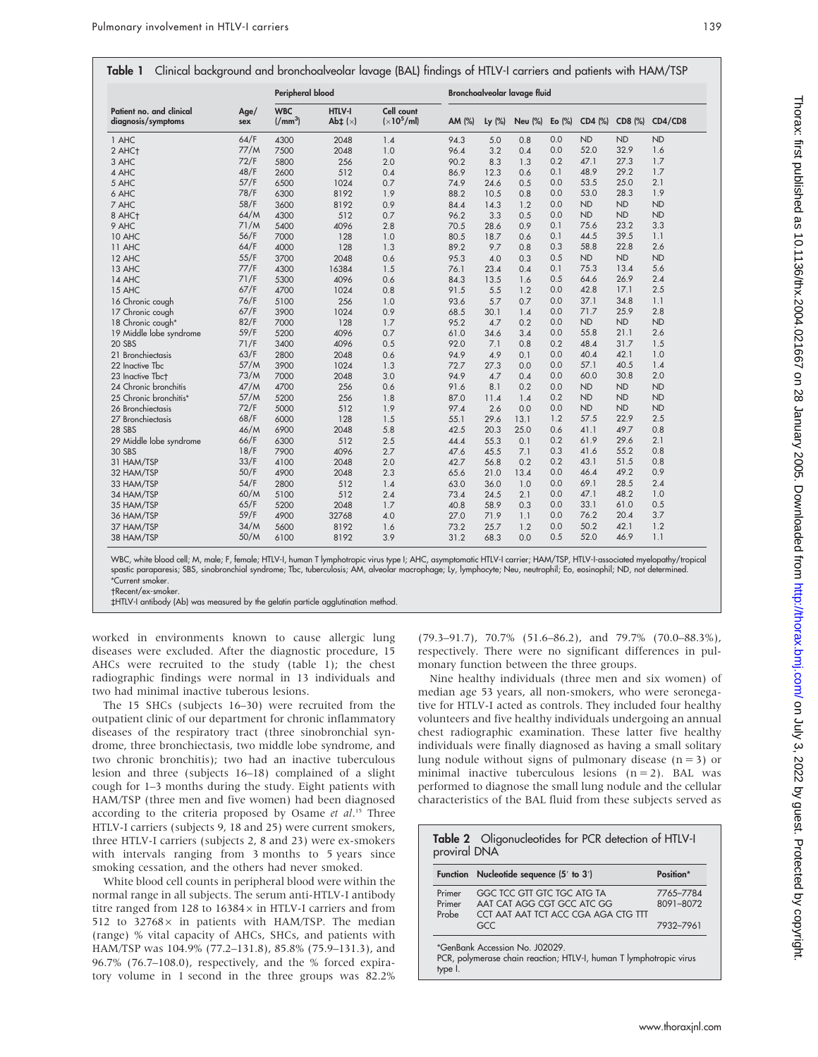**Table 1** Clinical background and bronchoalveolar lavage (BAL) findings of HTLV-I carriers and patients with HAM/TSP

| Patient no. and clinical diagnosis/symptoms | Age/sex | Peripheral blood | | Bronchoalveolar lavage fluid | | | | | | | |
|---|---|---|---|---|---|---|---|---|---|---|---|
| | | WBC (/mm³) | HTLV-I Ab‡ (×) | Cell count (×10⁵/ml) | AM (%) | Ly (%) | Neu (%) | Eo (%) | CD4 (%) | CD8 (%) | CD4/CD8 |
| 1 AHC | 64/F | 4300 | 2048 | 1.4 | 94.3 | 5.0 | 0.8 | 0.0 | ND | ND | ND |
| 2 AHC† | 77/M | 7500 | 2048 | 1.0 | 96.4 | 3.2 | 0.4 | 0.0 | 52.0 | 32.9 | 1.6 |
| 3 AHC | 72/F | 5800 | 256 | 2.0 | 90.2 | 8.3 | 1.3 | 0.2 | 47.1 | 27.3 | 1.7 |
| 4 AHC | 48/F | 2600 | 512 | 0.4 | 86.9 | 12.3 | 0.6 | 0.1 | 48.9 | 29.2 | 1.7 |
| 5 AHC | 57/F | 6500 | 1024 | 0.7 | 74.9 | 24.6 | 0.5 | 0.0 | 53.5 | 25.0 | 2.1 |
| 6 AHC | 78/F | 6300 | 8192 | 1.9 | 88.2 | 10.5 | 0.8 | 0.0 | 53.0 | 28.3 | 1.9 |
| 7 AHC | 58/F | 3600 | 8192 | 0.9 | 84.4 | 14.3 | 1.2 | 0.0 | ND | ND | ND |
| 8 AHC† | 64/M | 4300 | 512 | 0.7 | 96.2 | 3.3 | 0.5 | 0.0 | ND | ND | ND |
| 9 AHC | 71/M | 5400 | 4096 | 2.8 | 70.5 | 28.6 | 0.9 | 0.1 | 75.6 | 23.2 | 3.3 |
| 10 AHC | 56/F | 7000 | 128 | 1.0 | 80.5 | 18.7 | 0.6 | 0.1 | 44.5 | 39.5 | 1.1 |
| 11 AHC | 64/F | 4000 | 128 | 1.3 | 89.2 | 9.7 | 0.8 | 0.3 | 58.8 | 22.8 | 2.6 |
| 12 AHC | 55/F | 3700 | 2048 | 0.6 | 95.3 | 4.0 | 0.3 | 0.5 | ND | ND | ND |
| 13 AHC | 77/F | 4300 | 16384 | 1.5 | 76.1 | 23.4 | 0.4 | 0.1 | 75.3 | 13.4 | 5.6 |
| 14 AHC | 71/F | 5300 | 4096 | 0.6 | 84.3 | 13.5 | 1.6 | 0.5 | 64.6 | 26.9 | 2.4 |
| 15 AHC | 67/F | 4700 | 1024 | 0.8 | 91.5 | 5.5 | 1.2 | 0.0 | 42.8 | 17.1 | 2.5 |
| 16 Chronic cough | 76/F | 5100 | 256 | 1.0 | 93.6 | 5.7 | 0.7 | 0.0 | 37.1 | 34.8 | 1.1 |
| 17 Chronic cough | 67/F | 3900 | 1024 | 0.9 | 68.5 | 30.1 | 1.4 | 0.0 | 71.7 | 25.9 | 2.8 |
| 18 Chronic cough* | 82/F | 7000 | 128 | 1.7 | 95.2 | 4.7 | 0.2 | 0.0 | ND | ND | ND |
| 19 Middle lobe syndrome | 59/F | 5200 | 4096 | 0.7 | 61.0 | 34.6 | 3.4 | 0.0 | 55.8 | 21.1 | 2.6 |
| 20 SBS | 71/F | 3400 | 4096 | 0.5 | 92.0 | 7.1 | 0.8 | 0.2 | 48.4 | 31.7 | 1.5 |
| 21 Bronchiectasis | 63/F | 2800 | 2048 | 0.6 | 94.9 | 4.9 | 0.1 | 0.0 | 40.4 | 42.1 | 1.0 |
| 22 Inactive Tbc | 57/M | 3900 | 1024 | 1.3 | 72.7 | 27.3 | 0.0 | 0.0 | 57.1 | 40.5 | 1.4 |
| 23 Inactive Tbc† | 73/M | 7000 | 2048 | 3.0 | 94.9 | 4.7 | 0.4 | 0.0 | 60.0 | 30.8 | 2.0 |
| 24 Chronic bronchitis | 47/M | 4700 | 256 | 0.6 | 91.6 | 8.1 | 0.2 | 0.0 | ND | ND | ND |
| 25 Chronic bronchitis* | 57/M | 5200 | 256 | 1.8 | 87.0 | 11.4 | 1.4 | 0.2 | ND | ND | ND |
| 26 Bronchiectasis | 72/F | 5000 | 512 | 1.9 | 97.4 | 2.6 | 0.0 | 0.0 | ND | ND | ND |
| 27 Bronchiectasis | 68/F | 6000 | 128 | 1.5 | 55.1 | 29.6 | 13.1 | 1.2 | 57.5 | 22.9 | 2.5 |
| 28 SBS | 46/M | 6900 | 2048 | 5.8 | 42.5 | 20.3 | 25.0 | 0.6 | 41.1 | 49.7 | 0.8 |
| 29 Middle lobe syndrome | 66/F | 6300 | 512 | 2.5 | 44.4 | 55.3 | 0.1 | 0.2 | 61.9 | 29.6 | 2.1 |
| 30 SBS | 18/F | 7900 | 4096 | 2.7 | 47.6 | 45.5 | 7.1 | 0.3 | 41.6 | 55.2 | 0.8 |
| 31 HAM/TSP | 33/F | 4100 | 2048 | 2.0 | 42.7 | 56.8 | 0.2 | 0.2 | 43.1 | 51.5 | 0.8 |
| 32 HAM/TSP | 50/F | 4900 | 2048 | 2.3 | 65.6 | 21.0 | 13.4 | 0.0 | 46.4 | 49.2 | 0.9 |
| 33 HAM/TSP | 54/F | 2800 | 512 | 1.4 | 63.0 | 36.0 | 1.0 | 0.0 | 69.1 | 28.5 | 2.4 |
| 34 HAM/TSP | 60/M | 5100 | 512 | 2.4 | 73.4 | 24.5 | 2.1 | 0.0 | 47.1 | 48.2 | 1.0 |
| 35 HAM/TSP | 65/F | 5200 | 2048 | 1.7 | 40.8 | 58.9 | 0.3 | 0.0 | 33.1 | 61.0 | 0.5 |
| 36 HAM/TSP | 59/F | 4900 | 32768 | 4.0 | 27.0 | 71.9 | 1.1 | 0.0 | 76.2 | 20.4 | 3.7 |
| 37 HAM/TSP | 34/M | 5600 | 8192 | 1.6 | 73.2 | 25.7 | 1.2 | 0.0 | 50.2 | 42.1 | 1.2 |
| 38 HAM/TSP | 50/M | 6100 | 8192 | 3.9 | 31.2 | 68.3 | 0.0 | 0.5 | 52.0 | 46.9 | 1.1 |

WBC, white blood cell; M, male; F, female; HTLV-I, human T lymphotropic virus type I; AHC, asymptomatic HTLV-I carrier; HAM/TSP, HTLV-I-associated myelopathy/tropical spastic paraparesis; SBS, sinobronchial syndrome; Tbc, tuberculosis; AM, alveolar macrophage; Ly, lymphocyte; Neu, neutrophil; Eo, eosinophil; ND, not determined.
*Current smoker.
†Recent/ex-smoker.
‡HTLV-I antibody (Ab) was measured by the gelatin particle agglutination method.

worked in environments known to cause allergic lung diseases were excluded. After the diagnostic procedure, 15 AHCs were recruited to the study (table 1); the chest radiographic findings were normal in 13 individuals and two had minimal inactive tuberous lesions.

The 15 SHCs (subjects 16–30) were recruited from the outpatient clinic of our department for chronic inflammatory diseases of the respiratory tract (three sinobronchial syndrome, three bronchiectasis, two middle lobe syndrome, and two chronic bronchitis); two had an inactive tuberculous lesion and three (subjects 16–18) complained of a slight cough for 1–3 months during the study. Eight patients with HAM/TSP (three men and five women) had been diagnosed according to the criteria proposed by Osame *et al*.[15] Three HTLV-I carriers (subjects 9, 18 and 25) were current smokers, three HTLV-I carriers (subjects 2, 8 and 23) were ex-smokers with intervals ranging from 3 months to 5 years since smoking cessation, and the others had never smoked.

White blood cell counts in peripheral blood were within the normal range in all subjects. The serum anti-HTLV-I antibody titre ranged from 128 to 16384× in HTLV-I carriers and from 512 to 32768× in patients with HAM/TSP. The median (range) % vital capacity of AHCs, SHCs, and patients with HAM/TSP was 104.9% (77.2–131.8), 85.8% (75.9–131.3), and 96.7% (76.7–108.0), respectively, and the % forced expiratory volume in 1 second in the three groups was 82.2% (79.3–91.7), 70.7% (51.6–86.2), and 79.7% (70.0–88.3%), respectively. There were no significant differences in pulmonary function between the three groups.

Nine healthy individuals (three men and six women) of median age 53 years, all non-smokers, who were seronegative for HTLV-I acted as controls. They included four healthy volunteers and five healthy individuals undergoing an annual chest radiographic examination. These latter five healthy individuals were finally diagnosed as having a small solitary lung nodule without signs of pulmonary disease (n = 3) or minimal inactive tuberculous lesions (n = 2). BAL was performed to diagnose the small lung nodule and the cellular characteristics of the BAL fluid from these subjects served as

**Table 2** Oligonucleotides for PCR detection of HTLV-I proviral DNA

| Function | Nucleotide sequence (5′ to 3′) | Position* |
|---|---|---|
| Primer | GGC TCC GTT GTC TGC ATG TA | 7765–7784 |
| Primer | AAT CAT AGG CGT GCC ATC GG | 8091–8072 |
| Probe | CCT AAT AAT TCT ACC CGA AGA CTG TTT GCC | 7932–7961 |

*GenBank Accession No. J02029.
PCR, polymerase chain reaction; HTLV-I, human T lymphotropic virus type I.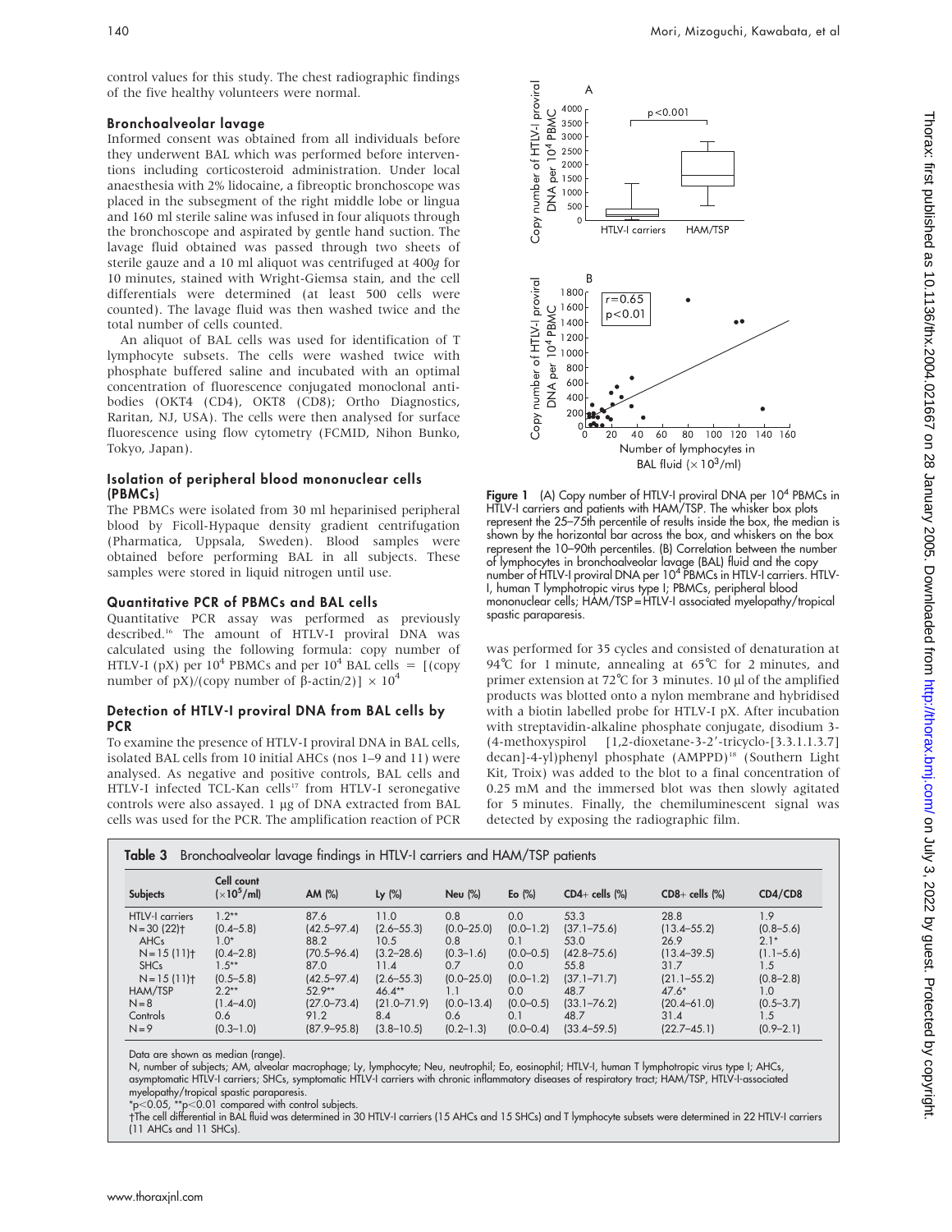control values for this study. The chest radiographic findings of the five healthy volunteers were normal.

### Bronchoalveolar lavage

Informed consent was obtained from all individuals before they underwent BAL which was performed before interventions including corticosteroid administration. Under local anaesthesia with 2% lidocaine, a fibreoptic bronchoscope was placed in the subsegment of the right middle lobe or lingua and 160 ml sterile saline was infused in four aliquots through the bronchoscope and aspirated by gentle hand suction. The lavage fluid obtained was passed through two sheets of sterile gauze and a 10 ml aliquot was centrifuged at 400*g* for 10 minutes, stained with Wright-Giemsa stain, and the cell differentials were determined (at least 500 cells were counted). The lavage fluid was then washed twice and the total number of cells counted.

An aliquot of BAL cells was used for identification of T lymphocyte subsets. The cells were washed twice with phosphate buffered saline and incubated with an optimal concentration of fluorescence conjugated monoclonal antibodies (OKT4 (CD4), OKT8 (CD8); Ortho Diagnostics, Raritan, NJ, USA). The cells were then analysed for surface fluorescence using flow cytometry (FCMID, Nihon Bunko, Tokyo, Japan).

### Isolation of peripheral blood mononuclear cells (PBMCs)

The PBMCs were isolated from 30 ml heparinised peripheral blood by Ficoll-Hypaque density gradient centrifugation (Pharmatica, Uppsala, Sweden). Blood samples were obtained before performing BAL in all subjects. These samples were stored in liquid nitrogen until use.

### Quantitative PCR of PBMCs and BAL cells

Quantitative PCR assay was performed as previously described.[16] The amount of HTLV-I proviral DNA was calculated using the following formula: copy number of HTLV-I (pX) per $10^4$ PBMCs and per $10^4$ BAL cells = [(copy number of pX)/(copy number of β-actin/2)] × $10^4$

### Detection of HTLV-I proviral DNA from BAL cells by PCR

To examine the presence of HTLV-I proviral DNA in BAL cells, isolated BAL cells from 10 initial AHCs (nos 1–9 and 11) were analysed. As negative and positive controls, BAL cells and HTLV-I infected TCL-Kan cells[17] from HTLV-I seronegative controls were also assayed. 1 µg of DNA extracted from BAL cells was used for the PCR. The amplification reaction of PCR was performed for 35 cycles and consisted of denaturation at 94°C for 1 minute, annealing at 65°C for 2 minutes, and primer extension at 72°C for 3 minutes. 10 µl of the amplified products was blotted onto a nylon membrane and hybridised with a biotin labelled probe for HTLV-I pX. After incubation with streptavidin-alkaline phosphate conjugate, disodium 3-(4-methoxyspirol [1,2-dioxetane-3-2′-tricyclo-[3.3.1.1.3.7] decan]-4-yl)phenyl phosphate (AMPPD)[18] (Southern Light Kit, Troix) was added to the blot to a final concentration of 0.25 mM and the immersed blot was then slowly agitated for 5 minutes. Finally, the chemiluminescent signal was detected by exposing the radiographic film.

**Figure 1** (A) Copy number of HTLV-I proviral DNA per $10^4$ PBMCs in HTLV-I carriers and patients with HAM/TSP. The whisker box plots represent the 25–75th percentile of results inside the box, the median is shown by the horizontal bar across the box, and whiskers on the box represent the 10–90th percentiles. (B) Correlation between the number of lymphocytes in bronchoalveolar lavage (BAL) fluid and the copy number of HTLV-I proviral DNA per $10^4$ PBMCs in HTLV-I carriers. HTLV-I, human T lymphotropic virus type I; PBMCs, peripheral blood mononuclear cells; HAM/TSP = HTLV-I associated myelopathy/tropical spastic paraparesis.

**Table 3** Bronchoalveolar lavage findings in HTLV-I carriers and HAM/TSP patients

| Subjects | Cell count (×$10^5$/ml) | AM (%) | Ly (%) | Neu (%) | Eo (%) | CD4+ cells (%) | CD8+ cells (%) | CD4/CD8 |
|---|---|---|---|---|---|---|---|---|
| HTLV-I carriers | 1.2** | 87.6 | 11.0 | 0.8 | 0.0 | 53.3 | 28.8 | 1.9 |
| N = 30 (22)† | (0.4–5.8) | (42.5–97.4) | (2.6–55.3) | (0.0–25.0) | (0.0–1.2) | (37.1–75.6) | (13.4–55.2) | (0.8–5.6) |
| AHCs | 1.0* | 88.2 | 10.5 | 0.8 | 0.1 | 53.0 | 26.9 | 2.1* |
| N = 15 (11)† | (0.4–2.8) | (70.5–96.4) | (3.2–28.6) | (0.3–1.6) | (0.0–0.5) | (42.8–75.6) | (13.4–39.5) | (1.1–5.6) |
| SHCs | 1.5** | 87.0 | 11.4 | 0.7 | 0.0 | 55.8 | 31.7 | 1.5 |
| N = 15 (11)† | (0.5–5.8) | (42.5–97.4) | (2.6–55.3) | (0.0–25.0) | (0.0–1.2) | (37.1–71.7) | (21.1–55.2) | (0.8–2.8) |
| HAM/TSP | 2.2** | 52.9** | 46.4** | 1.1 | 0.0 | 48.7 | 47.6* | 1.0 |
| N = 8 | (1.4–4.0) | (27.0–73.4) | (21.0–71.9) | (0.0–13.4) | (0.0–0.5) | (33.1–76.2) | (20.4–61.0) | (0.5–3.7) |
| Controls | 0.6 | 91.2 | 8.4 | 0.6 | 0.1 | 48.7 | 31.4 | 1.5 |
| N = 9 | (0.3–1.0) | (87.9–95.8) | (3.8–10.5) | (0.2–1.3) | (0.0–0.4) | (33.4–59.5) | (22.7–45.1) | (0.9–2.1) |

Data are shown as median (range).
N, number of subjects; AM, alveolar macrophage; Ly, lymphocyte; Neu, neutrophil; Eo, eosinophil; HTLV-I, human T lymphotropic virus type I; AHCs, asymptomatic HTLV-I carriers; SHCs, symptomatic HTLV-I carriers with chronic inflammatory diseases of respiratory tract; HAM/TSP, HTLV-I-associated myelopathy/tropical spastic paraparesis.
*$p<0.05$, **$p<0.01$ compared with control subjects.
†The cell differential in BAL fluid was determined in 30 HTLV-I carriers (15 AHCs and 15 SHCs) and T lymphocyte subsets were determined in 22 HTLV-I carriers (11 AHCs and 11 SHCs).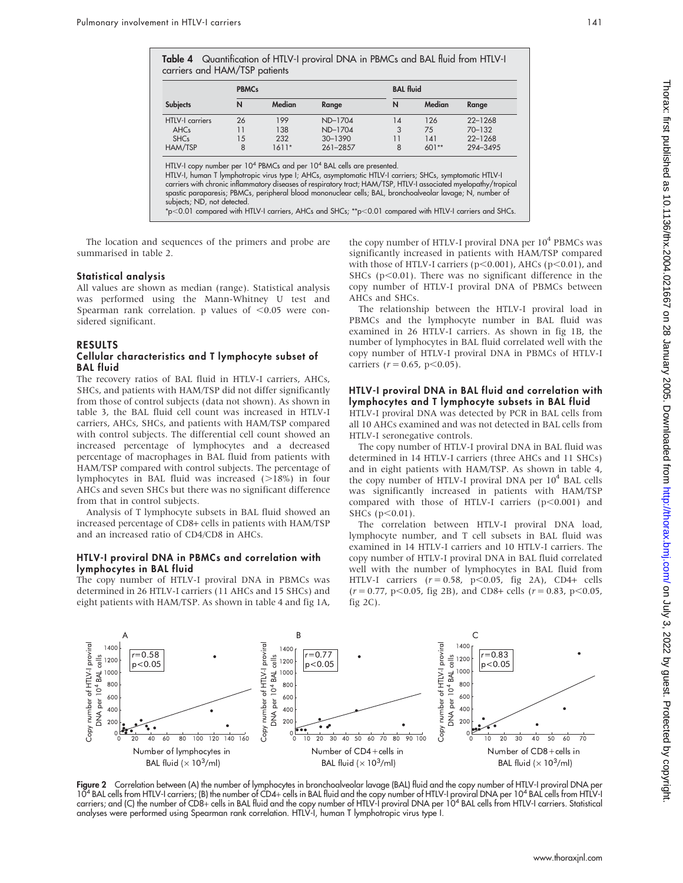**Table 4** Quantification of HTLV-I proviral DNA in PBMCs and BAL fluid from HTLV-I carriers and HAM/TSP patients

| Subjects | PBMCs | | | BAL fluid | | |
|---|---|---|---|---|---|---|
| | N | Median | Range | N | Median | Range |
| HTLV-I carriers | 26 | 199 | ND–1704 | 14 | 126 | 22–1268 |
| AHCs | 11 | 138 | ND–1704 | 3 | 75 | 70–132 |
| SHCs | 15 | 232 | 30–1390 | 11 | 141 | 22–1268 |
| HAM/TSP | 8 | 1611* | 261–2857 | 8 | 601** | 294–3495 |

HTLV-I copy number per $10^4$ PBMCs and per $10^4$ BAL cells are presented.
HTLV-I, human T lymphotropic virus type I; AHCs, asymptomatic HTLV-I carriers; SHCs, symptomatic HTLV-I carriers with chronic inflammatory diseases of respiratory tract; HAM/TSP, HTLV-I associated myelopathy/tropical spastic paraparesis; PBMCs, peripheral blood mononuclear cells; BAL, bronchoalveolar lavage; N, number of subjects; ND, not detected.
*$p<0.01$ compared with HTLV-I carriers, AHCs and SHCs; **$p<0.01$ compared with HTLV-I carriers and SHCs.

The location and sequences of the primers and probe are summarised in table 2.

### Statistical analysis

All values are shown as median (range). Statistical analysis was performed using the Mann-Whitney U test and Spearman rank correlation. p values of $<0.05$ were considered significant.

## RESULTS

### Cellular characteristics and T lymphocyte subset of BAL fluid

The recovery ratios of BAL fluid in HTLV-I carriers, AHCs, SHCs, and patients with HAM/TSP did not differ significantly from those of control subjects (data not shown). As shown in table 3, the BAL fluid cell count was increased in HTLV-I carriers, AHCs, SHCs, and patients with HAM/TSP compared with control subjects. The differential cell count showed an increased percentage of lymphocytes and a decreased percentage of macrophages in BAL fluid from patients with HAM/TSP compared with control subjects. The percentage of lymphocytes in BAL fluid was increased (>18%) in four AHCs and seven SHCs but there was no significant difference from that in control subjects.

Analysis of T lymphocyte subsets in BAL fluid showed an increased percentage of CD8+ cells in patients with HAM/TSP and an increased ratio of CD4/CD8 in AHCs.

### HTLV-I proviral DNA in PBMCs and correlation with lymphocytes in BAL fluid

The copy number of HTLV-I proviral DNA in PBMCs was determined in 26 HTLV-I carriers (11 AHCs and 15 SHCs) and eight patients with HAM/TSP. As shown in table 4 and fig 1A, the copy number of HTLV-I proviral DNA per $10^4$ PBMCs was significantly increased in patients with HAM/TSP compared with those of HTLV-I carriers ($p<0.001$), AHCs ($p<0.01$), and SHCs ($p<0.01$). There was no significant difference in the copy number of HTLV-I proviral DNA of PBMCs between AHCs and SHCs.

The relationship between the HTLV-I proviral load in PBMCs and the lymphocyte number in BAL fluid was examined in 26 HTLV-I carriers. As shown in fig 1B, the number of lymphocytes in BAL fluid correlated well with the copy number of HTLV-I proviral DNA in PBMCs of HTLV-I carriers ($r = 0.65$, $p<0.05$).

### HTLV-I proviral DNA in BAL fluid and correlation with lymphocytes and T lymphocyte subsets in BAL fluid

HTLV-I proviral DNA was detected by PCR in BAL cells from all 10 AHCs examined and was not detected in BAL cells from HTLV-I seronegative controls.

The copy number of HTLV-I proviral DNA in BAL fluid was determined in 14 HTLV-I carriers (three AHCs and 11 SHCs) and in eight patients with HAM/TSP. As shown in table 4, the copy number of HTLV-I proviral DNA per $10^4$ BAL cells was significantly increased in patients with HAM/TSP compared with those of HTLV-I carriers ($p<0.001$) and SHCs ($p<0.01$).

The correlation between HTLV-I proviral DNA load, lymphocyte number, and T cell subsets in BAL fluid was examined in 14 HTLV-I carriers and 10 HTLV-I carriers. The copy number of HTLV-I proviral DNA in BAL fluid correlated well with the number of lymphocytes in BAL fluid from HTLV-I carriers ($r = 0.58$, $p<0.05$, fig 2A), CD4+ cells ($r = 0.77$, $p<0.05$, fig 2B), and CD8+ cells ($r = 0.83$, $p<0.05$, fig 2C).

**Figure 2** Correlation between (A) the number of lymphocytes in bronchoalveolar lavage (BAL) fluid and the copy number of HTLV-I proviral DNA per $10^4$ BAL cells from HTLV-I carriers; (B) the number of CD4+ cells in BAL fluid and the copy number of HTLV-I proviral DNA per $10^4$ BAL cells from HTLV-I carriers; and (C) the number of CD8+ cells in BAL fluid and the copy number of HTLV-I proviral DNA per $10^4$ BAL cells from HTLV-I carriers. Statistical analyses were performed using Spearman rank correlation. HTLV-I, human T lymphotropic virus type I.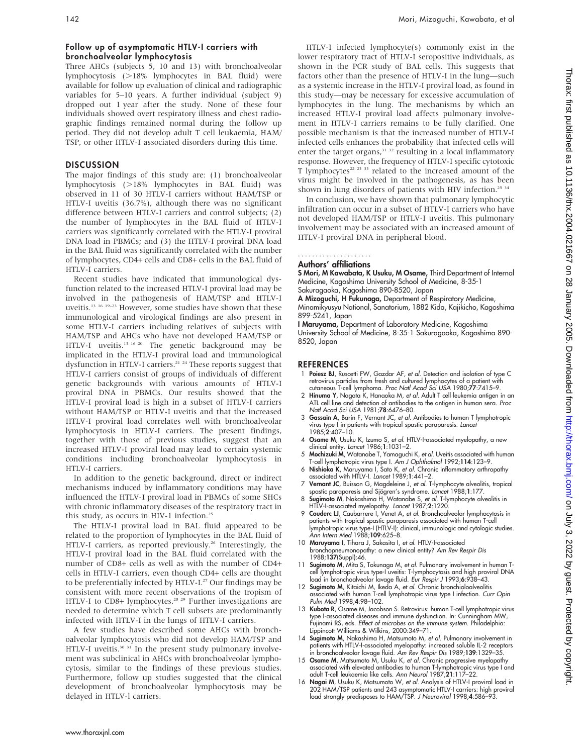### Follow up of asymptomatic HTLV-I carriers with bronchoalveolar lymphocytosis

Three AHCs (subjects 5, 10 and 13) with bronchoalveolar lymphocytosis (>18% lymphocytes in BAL fluid) were available for follow up evaluation of clinical and radiographic variables for 5–10 years. A further individual (subject 9) dropped out 1 year after the study. None of these four individuals showed overt respiratory illness and chest radiographic findings remained normal during the follow up period. They did not develop adult T cell leukaemia, HAM/TSP, or other HTLV-I associated disorders during this time.

## DISCUSSION

The major findings of this study are: (1) bronchoalveolar lymphocytosis (>18% lymphocytes in BAL fluid) was observed in 11 of 30 HTLV-I carriers without HAM/TSP or HTLV-I uveitis (36.7%), although there was no significant difference between HTLV-I carriers and control subjects; (2) the number of lymphocytes in the BAL fluid of HTLV-I carriers was significantly correlated with the HTLV-I proviral DNA load in PBMCs; and (3) the HTLV-I proviral DNA load in the BAL fluid was significantly correlated with the number of lymphocytes, CD4+ cells and CD8+ cells in the BAL fluid of HTLV-I carriers.

Recent studies have indicated that immunological dysfunction related to the increased HTLV-I proviral load may be involved in the pathogenesis of HAM/TSP and HTLV-I uveitis.[13 16 19–23] However, some studies have shown that these immunological and virological findings are also present in some HTLV-I carriers including relatives of subjects with HAM/TSP and AHCs who have not developed HAM/TSP or HTLV-I uveitis.[13 16 20] The genetic background may be implicated in the HTLV-I proviral load and immunological dysfunction in HTLV-I carriers.[21 24] These reports suggest that HTLV-I carriers consist of groups of individuals of different genetic backgrounds with various amounts of HTLV-I proviral DNA in PBMCs. Our results showed that the HTLV-I proviral load is high in a subset of HTLV-I carriers without HAM/TSP or HTLV-I uveitis and that the increased HTLV-I proviral load correlates well with bronchoalveolar lymphocytosis in HTLV-I carriers. The present findings, together with those of previous studies, suggest that an increased HTLV-I proviral load may lead to certain systemic conditions including bronchoalveolar lymphocytosis in HTLV-I carriers.

In addition to the genetic background, direct or indirect mechanisms induced by inflammatory conditions may have influenced the HTLV-I proviral load in PBMCs of some SHCs with chronic inflammatory diseases of the respiratory tract in this study, as occurs in HIV-1 infection.[25]

The HTLV-I proviral load in BAL fluid appeared to be related to the proportion of lymphocytes in the BAL fluid of HTLV-I carriers, as reported previously.[26] Interestingly, the HTLV-I proviral load in the BAL fluid correlated with the number of CD8+ cells as well as with the number of CD4+ cells in HTLV-I carriers, even though CD4+ cells are thought to be preferentially infected by HTLV-I.[27] Our findings may be consistent with more recent observations of the tropism of HTLV-I to CD8+ lymphocytes.[28 29] Further investigations are needed to determine which T cell subsets are predominantly infected with HTLV-I in the lungs of HTLV-I carriers.

A few studies have described some AHCs with bronchoalveolar lymphocytosis who did not develop HAM/TSP and HTLV-I uveitis.[30 31] In the present study pulmonary involvement was subclinical in AHCs with bronchoalveolar lymphocytosis, similar to the findings of these previous studies. Furthermore, follow up studies suggested that the clinical development of bronchoalveolar lymphocytosis may be delayed in HTLV-l carriers.

HTLV-I infected lymphocyte(s) commonly exist in the lower respiratory tract of HTLV-I seropositive individuals, as shown in the PCR study of BAL cells. This suggests that factors other than the presence of HTLV-I in the lung—such as a systemic increase in the HTLV-I proviral load, as found in this study—may be necessary for excessive accumulation of lymphocytes in the lung. The mechanisms by which an increased HTLV-I proviral load affects pulmonary involvement in HTLV-I carriers remains to be fully clarified. One possible mechanism is that the increased number of HTLV-I infected cells enhances the probability that infected cells will enter the target organs,[31 32] resulting in a local inflammatory response. However, the frequency of HTLV-I specific cytotoxic T lymphocytes[22 23 33] related to the increased amount of the virus might be involved in the pathogenesis, as has been shown in lung disorders of patients with HIV infection.[25 34]

In conclusion, we have shown that pulmonary lymphocytic infiltration can occur in a subset of HTLV-I carriers who have not developed HAM/TSP or HTLV-I uveitis. This pulmonary involvement may be associated with an increased amount of HTLV-I proviral DNA in peripheral blood.

### Authors' affiliations

**S Mori, M Kawabata, K Usuku, M Osame,** Third Department of Internal Medicine, Kagoshima University School of Medicine, 8-35-1 Sakuragaoka, Kagoshima 890-8520, Japan

**A Mizoguchi, H Fukunaga,** Department of Respiratory Medicine, Minamikyusyu National, Sanatorium, 1882 Kida, Kajikicho, Kagoshima 899-5241, Japan

**I Maruyama,** Department of Laboratory Medicine, Kagoshima University School of Medicine, 8-35-1 Sakuragaoka, Kagoshima 890-8520, Japan

## REFERENCES

1. **Poiesz BJ**, Ruscetti FW, Gazdar AF, *et al*. Detection and isolation of type C retrovirus particles from fresh and cultured lymphocytes of a patient with cutaneous T-cell lymphoma. *Proc Natl Acad Sci USA* 1980;**77**:7415–9.
2. **Hinuma Y**, Nagata K, Hanaoka M, *et al*. Adult T cell leukemia antigen in an ATL cell line and detection of antibodies to the antigen in human sera. *Proc Natl Acad Sci USA* 1981;**78**:6476–80.
3. **Gassain A**, Barin F, Vernant JC, *et al*. Antibodies to human T lymphotropic virus type I in patients with tropical spastic paraparesis. *Lancet* 1985;**2**:407–10.
4. **Osame M**, Usuku K, Izumo S, *et al*. HTLV-I-associated myelopathy, a new clinical entity. *Lancet* 1986;**1**:1031–2.
5. **Mochizuki M**, Watanabe T, Yamaguchi K, *et al*. Uveitis associated with human T-cell lymphotropic virus type I. *Am J Ophthalmol* 1992;**114**:123–9.
6. **Nishioka K**, Maruyama I, Sato K, *et al*. Chronic inflammatory arthropathy associated with HTLV-I. *Lancet* 1989;**1**:441–2.
7. **Vernant JC**, Buisson G, Magdeleine J, *et al*. T-lymphocyte alveolitis, tropical spastic paraparesis and Sjögren's syndrome. *Lancet* 1988;**1**:177.
8. **Sugimoto M**, Nakashima H, Watanabe S, *et al*. T-lymphocyte alveolitis in HTLV-I-associated myelopathy. *Lancet* 1987;**2**:1220.
9. **Couderc LJ**, Caubarrere I, Venet A, *et al*. Bronchoalveolar lymphocytosis in patients with tropical spastic paraparesis associated with human T-cell lymphotropic virus type-I (HTLV-I): clinical, immunologic and cytologic studies. *Ann Intern Med* 1988;**109**:625–8.
10. **Maruyama I**, Tihara J, Sakasita I, *et al*. HTLV-I-associated bronchopneumonopathy: a new clinical entity? *Am Rev Respir Dis* 1988;**137**(Suppl):46.
11. **Sugimoto M**, Mita S, Tokunaga M, *et al*. Pulmonary involvement in human T-cell lymphotropic virus type-I uveitis: T-lymphocytosis and high proviral DNA load in bronchoalveolar lavage fluid. *Eur Respir J* 1993;**6**:938–43.
12. **Sugimoto M**, Kitaichi M, Ikeda A, *et al*. Chronic bronchioloalveolitis associated with human T-cell lymphotropic virus type I infection. *Curr Opin Pulm Med* 1998;**4**:98–102.
13. **Kubota R**, Osame M, Jacobson S. Retrovirus: human T-cell lymphotropic virus type I-associated diseases and immune dysfunction. In: Cunningham MW, Fujinami RS, eds. *Effect of microbes on the immune system*. Philadelphia: Lippincott Williams & Wilkins, 2000:349–71.
14. **Sugimoto M**, Nakashima H, Matsumoto M, *et al*. Pulmonary involvement in patients with HTLV-I-associated myelopathy: increased soluble IL-2 receptors in bronchoalveolar lavage fluid. *Am Rev Respir Dis* 1989;**139**:1329–35.
15. **Osame M**, Matsumoto M, Usuku K, *et al*. Chronic progressive myelopathy associated with elevated antibodies to human T-lymphotropic virus type I and adult T-cell leukaemia like cells. *Ann Neurol* 1987;**21**:117–22.
16. **Nagai M**, Usuku K, Matsumoto W, *et al*. Analysis of HTLV-I proviral load in 202 HAM/TSP patients and 243 asymptomatic HTLV-I carriers: high proviral load strongly predisposes to HAM/TSP. *J Neurovirol* 1998;**4**:586–93.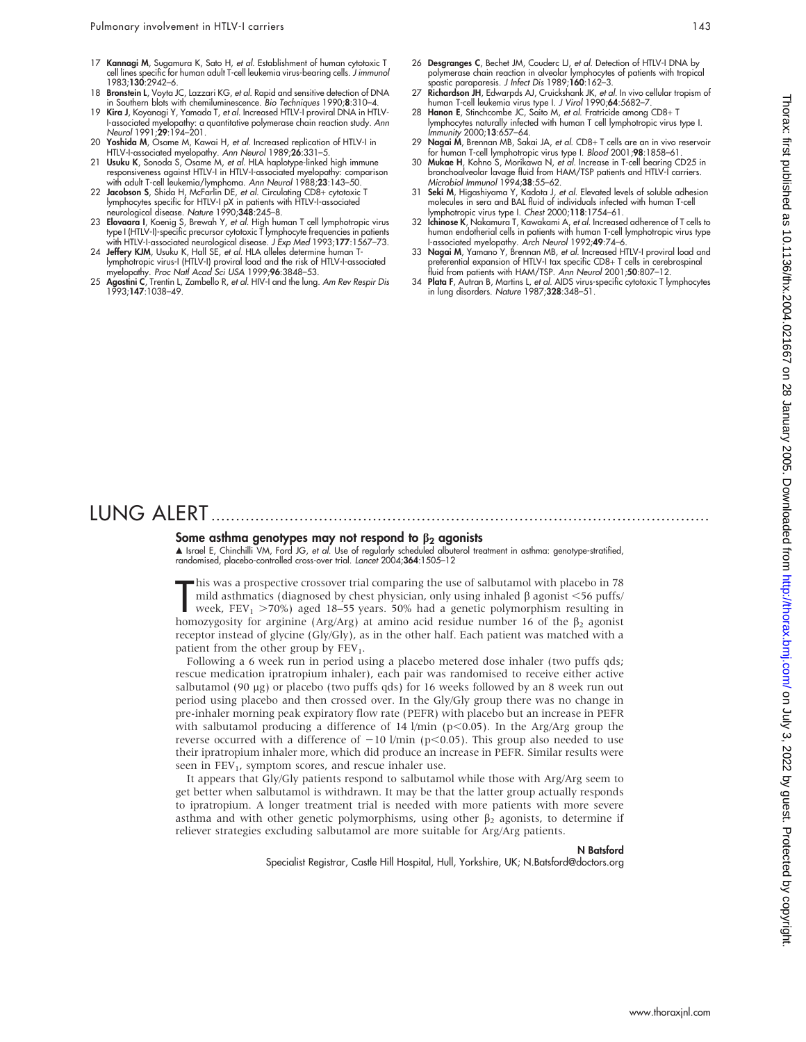17 **Kannagi M**, Sugamura K, Sato H, *et al*. Establishment of human cytotoxic T cell lines specific for human adult T-cell leukemia virus-bearing cells. *J immunol* 1983;**130**:2942–6.

18 **Bronstein L**, Voyta JC, Lazzari KG, *et al*. Rapid and sensitive detection of DNA in Southern blots with chemiluminescence. *Bio Techniques* 1990;**8**:310–4.

19 **Kira J**, Koyanagi Y, Yamada T, *et al*. Increased HTLV-I proviral DNA in HTLV-I-associated myelopathy: a quantitative polymerase chain reaction study. *Ann Neurol* 1991;**29**:194–201.

20 **Yoshida M**, Osame M, Kawai H, *et al*. Increased replication of HTLV-I in HTLV-I-associated myelopathy. *Ann Neurol* 1989;**26**:331–5.

21 **Usuku K**, Sonoda S, Osame M, *et al*. HLA haplotype-linked high immune responsiveness against HTLV-I in HTLV-I-associated myelopathy: comparison with adult T-cell leukemia/lymphoma. *Ann Neurol* 1988;**23**:143–50.

22 **Jacobson S**, Shida H, McFarlin DE, *et al*. Circulating CD8+ cytotoxic T lymphocytes specific for HTLV-I pX in patients with HTLV-I-associated neurological disease. *Nature* 1990;**348**:245–8.

23 **Elovaara I**, Koenig S, Brewah Y, *et al*. High human T cell lymphotropic virus type I (HTLV-I)-specific precursor cytotoxic T lymphocyte frequencies in patients with HTLV-I-associated neurological disease. *J Exp Med* 1993;**177**:1567–73.

24 **Jeffery KJM**, Usuku K, Hall SE, *et al*. HLA alleles determine human T-lymphotropic virus-I (HTLV-I) proviral load and the risk of HTLV-I-associated myelopathy. *Proc Natl Acad Sci USA* 1999;**96**:3848–53.

25 **Agostini C**, Trentin L, Zambello R, *et al*. HIV-I and the lung. *Am Rev Respir Dis* 1993;**147**:1038–49.

26 **Desgranges C**, Bechet JM, Couderc LJ, *et al*. Detection of HTLV-I DNA by polymerase chain reaction in alveolar lymphocytes of patients with tropical spastic paraparesis. *J Infect Dis* 1989;**160**:162–3.

27 **Richardson JH**, Edwarpds AJ, Cruickshank JK, *et al*. In vivo cellular tropism of human T-cell leukemia virus type I. *J Virol* 1990;**64**:5682–7.

28 **Hanon E**, Stinchcombe JC, Saito M, *et al*. Fratricide among CD8+ T lymphocytes naturally infected with human T cell lymphotropic virus type I. *Immunity* 2000;**13**:657–64.

29 **Nagai M**, Brennan MB, Sakai JA, *et al*. CD8+ T cells are an in vivo reservoir for human T-cell lymphotropic virus type I. *Blood* 2001;**98**:1858–61.

30 **Mukae H**, Kohno S, Morikawa N, *et al*. Increase in T-cell bearing CD25 in bronchoalveolar lavage fluid from HAM/TSP patients and HTLV-I carriers. *Microbiol Immunol* 1994;**38**:55–62.

31 **Seki M**, Higashiyama Y, Kadota J, *et al*. Elevated levels of soluble adhesion molecules in sera and BAL fluid of individuals infected with human T-cell lymphotropic virus type I. *Chest* 2000;**118**:1754–61.

32 **Ichinose K**, Nakamura T, Kawakami A, *et al*. Increased adherence of T cells to human endothelial cells in patients with human T-cell lymphotropic virus type I-associated myelopathy. *Arch Neurol* 1992;**49**:74–6.

33 **Nagai M**, Yamano Y, Brennan MB, *et al*. Increased HTLV-I proviral load and preferential expansion of HTLV-I tax specific CD8+ T cells in cerebrospinal fluid from patients with HAM/TSP. *Ann Neurol* 2001;**50**:807–12.

34 **Plata F**, Autran B, Martins L, *et al*. AIDS virus-specific cytotoxic T lymphocytes in lung disorders. *Nature* 1987;**328**:348–51.

# LUNG ALERT

## Some asthma genotypes may not respond to $\beta_2$ agonists

▲ Israel E, Chinchilli VM, Ford JG, *et al*. Use of regularly scheduled albuterol treatment in asthma: genotype-stratified, randomised, placebo-controlled cross-over trial. *Lancet* 2004;**364**:1505–12

This was a prospective crossover trial comparing the use of salbutamol with placebo in 78 mild asthmatics (diagnosed by chest physician, only using inhaled β agonist <56 puffs/week, $FEV_1$ >70%) aged 18–55 years. 50% had a genetic polymorphism resulting in homozygosity for arginine (Arg/Arg) at amino acid residue number 16 of the $\beta_2$ agonist receptor instead of glycine (Gly/Gly), as in the other half. Each patient was matched with a patient from the other group by $FEV_1$.

Following a 6 week run in period using a placebo metered dose inhaler (two puffs qds; rescue medication ipratropium inhaler), each pair was randomised to receive either active salbutamol (90 μg) or placebo (two puffs qds) for 16 weeks followed by an 8 week run out period using placebo and then crossed over. In the Gly/Gly group there was no change in pre-inhaler morning peak expiratory flow rate (PEFR) with placebo but an increase in PEFR with salbutamol producing a difference of 14 l/min ($p<0.05$). In the Arg/Arg group the reverse occurred with a difference of −10 l/min ($p<0.05$). This group also needed to use their ipratropium inhaler more, which did produce an increase in PEFR. Similar results were seen in $FEV_1$, symptom scores, and rescue inhaler use.

It appears that Gly/Gly patients respond to salbutamol while those with Arg/Arg seem to get better when salbutamol is withdrawn. It may be that the latter group actually responds to ipratropium. A longer treatment trial is needed with more patients with more severe asthma and with other genetic polymorphisms, using other $\beta_2$ agonists, to determine if reliever strategies excluding salbutamol are more suitable for Arg/Arg patients.

**N Batsford**

Specialist Registrar, Castle Hill Hospital, Hull, Yorkshire, UK; N.Batsford@doctors.org